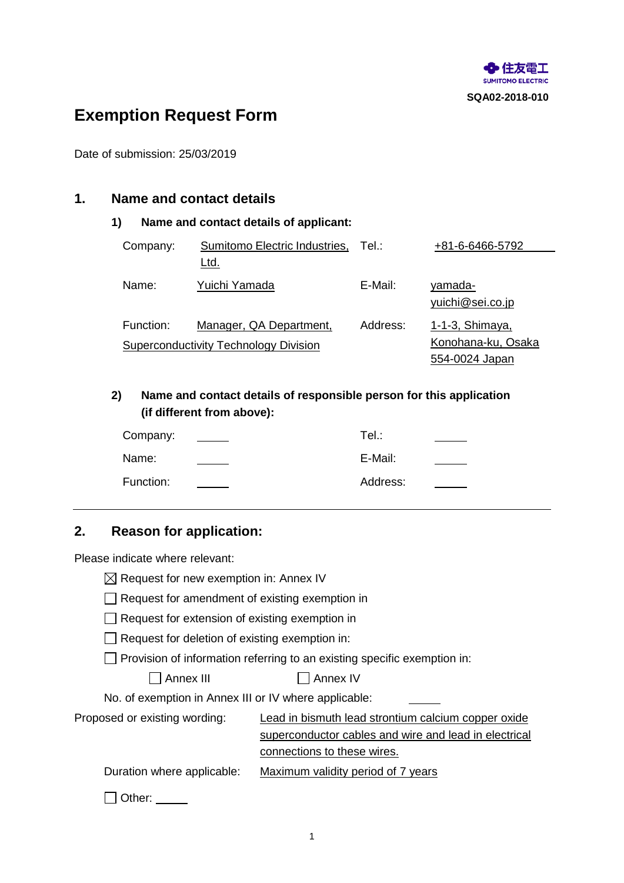住友電工
SUMITOMO ELECTRIC

SQA02-2018-010

# Exemption Request Form

Date of submission: 25/03/2019

## 1. Name and contact details

### 1) Name and contact details of applicant:

| | | | |
|---|---|---|---|
| Company: | Sumitomo Electric Industries, Ltd. | Tel.: | +81-6-6466-5792 |
| Name: | Yuichi Yamada | E-Mail: | yamada-yuichi@sei.co.jp |
| Function: | Manager, QA Department, Superconductivity Technology Division | Address: | 1-1-3, Shimaya, Konohana-ku, Osaka 554-0024 Japan |

### 2) Name and contact details of responsible person for this application (if different from above):

| | | | |
|---|---|---|---|
| Company: | | Tel.: | |
| Name: | | E-Mail: | |
| Function: | | Address: | |

## 2. Reason for application:

Please indicate where relevant:

- [x] Request for new exemption in: Annex IV
- [ ] Request for amendment of existing exemption in
- [ ] Request for extension of existing exemption in
- [ ] Request for deletion of existing exemption in:
- [ ] Provision of information referring to an existing specific exemption in:

  - [ ] Annex III
  - [ ] Annex IV

No. of exemption in Annex III or IV where applicable:

Proposed or existing wording: Lead in bismuth lead strontium calcium copper oxide superconductor cables and wire and lead in electrical connections to these wires.

Duration where applicable: Maximum validity period of 7 years

- [ ] Other: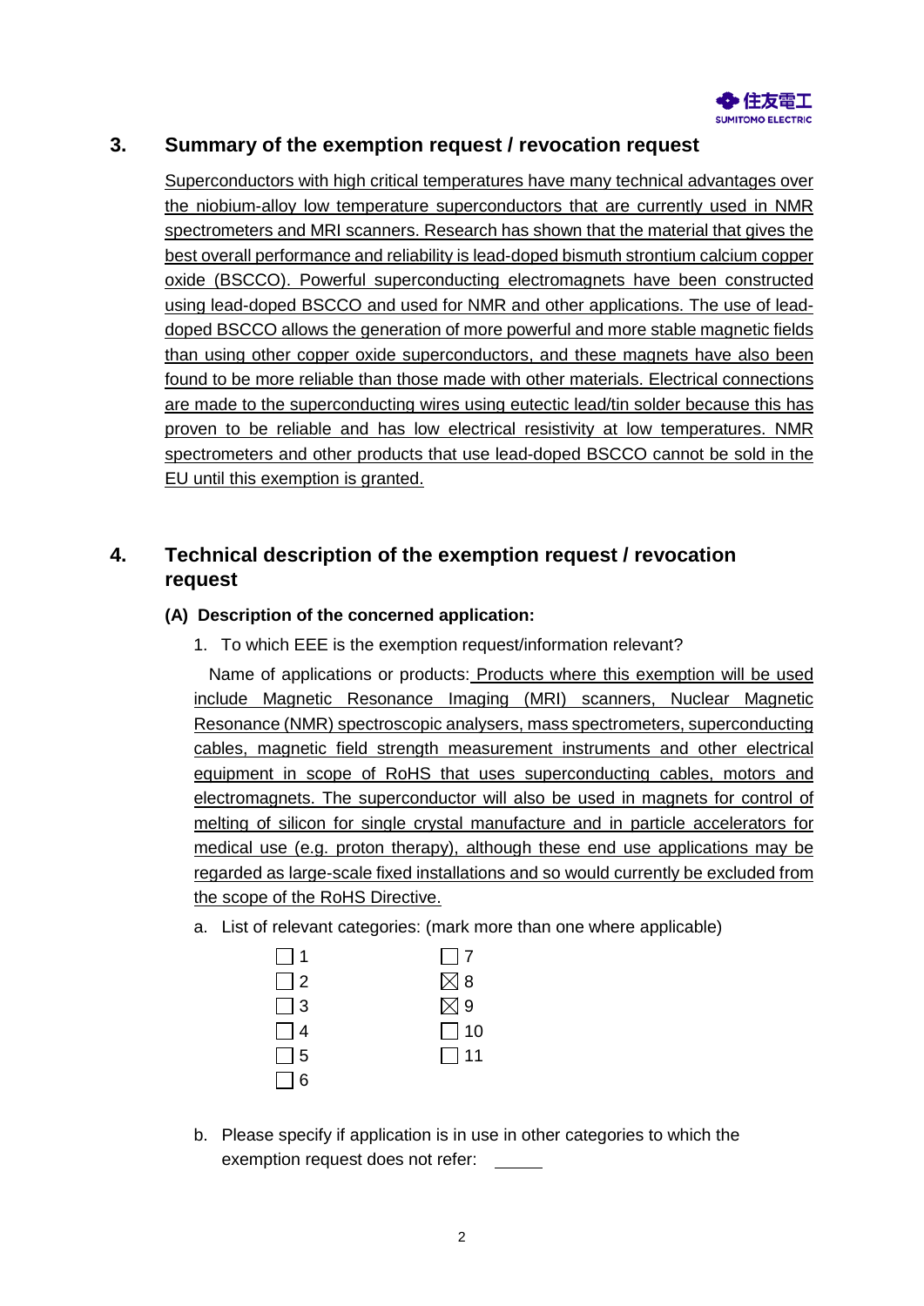## 3. Summary of the exemption request / revocation request

Superconductors with high critical temperatures have many technical advantages over the niobium-alloy low temperature superconductors that are currently used in NMR spectrometers and MRI scanners. Research has shown that the material that gives the best overall performance and reliability is lead-doped bismuth strontium calcium copper oxide (BSCCO). Powerful superconducting electromagnets have been constructed using lead-doped BSCCO and used for NMR and other applications. The use of lead-doped BSCCO allows the generation of more powerful and more stable magnetic fields than using other copper oxide superconductors, and these magnets have also been found to be more reliable than those made with other materials. Electrical connections are made to the superconducting wires using eutectic lead/tin solder because this has proven to be reliable and has low electrical resistivity at low temperatures. NMR spectrometers and other products that use lead-doped BSCCO cannot be sold in the EU until this exemption is granted.

## 4. Technical description of the exemption request / revocation request

**(A) Description of the concerned application:**

1. To which EEE is the exemption request/information relevant?

   Name of applications or products: Products where this exemption will be used include Magnetic Resonance Imaging (MRI) scanners, Nuclear Magnetic Resonance (NMR) spectroscopic analysers, mass spectrometers, superconducting cables, magnetic field strength measurement instruments and other electrical equipment in scope of RoHS that uses superconducting cables, motors and electromagnets. The superconductor will also be used in magnets for control of melting of silicon for single crystal manufacture and in particle accelerators for medical use (e.g. proton therapy), although these end use applications may be regarded as large-scale fixed installations and so would currently be excluded from the scope of the RoHS Directive.

a. List of relevant categories: (mark more than one where applicable)

| | |
|---|---|
| ☐ 1 | ☐ 7 |
| ☐ 2 | ☒ 8 |
| ☐ 3 | ☒ 9 |
| ☐ 4 | ☐ 10 |
| ☐ 5 | ☐ 11 |
| ☐ 6 | |

b. Please specify if application is in use in other categories to which the exemption request does not refer: \_\_\_\_\_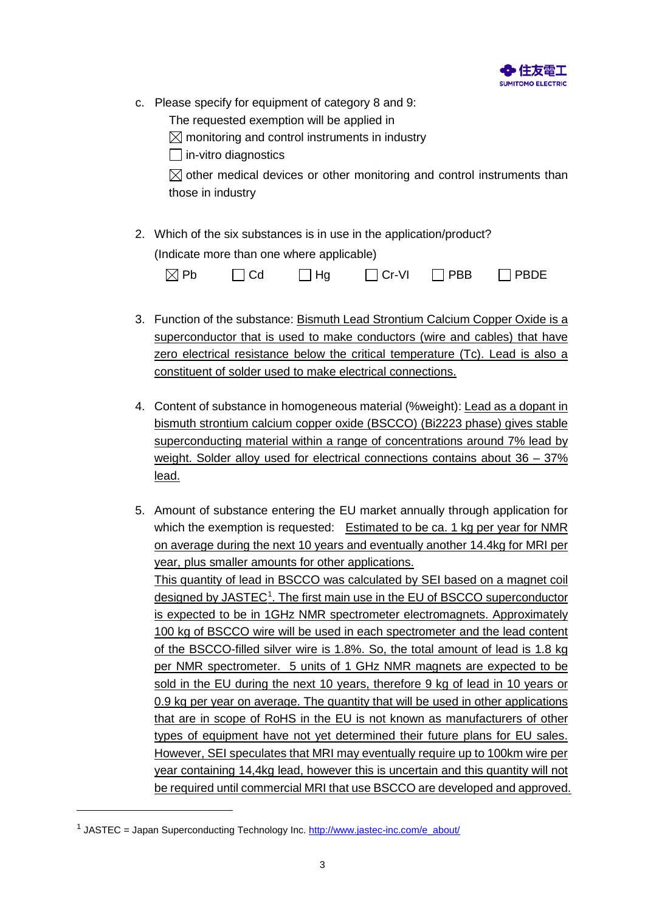c. Please specify for equipment of category 8 and 9:

   The requested exemption will be applied in

   ☒ monitoring and control instruments in industry

   ☐ in-vitro diagnostics

   ☒ other medical devices or other monitoring and control instruments than those in industry

2. Which of the six substances is in use in the application/product?

   (Indicate more than one where applicable)

   ☒ Pb ☐ Cd ☐ Hg ☐ Cr-VI ☐ PBB ☐ PBDE

3. Function of the substance: Bismuth Lead Strontium Calcium Copper Oxide is a superconductor that is used to make conductors (wire and cables) that have zero electrical resistance below the critical temperature (Tc). Lead is also a constituent of solder used to make electrical connections.

4. Content of substance in homogeneous material (%weight): Lead as a dopant in bismuth strontium calcium copper oxide (BSCCO) (Bi2223 phase) gives stable superconducting material within a range of concentrations around 7% lead by weight. Solder alloy used for electrical connections contains about 36 – 37% lead.

5. Amount of substance entering the EU market annually through application for which the exemption is requested: Estimated to be ca. 1 kg per year for NMR on average during the next 10 years and eventually another 14.4kg for MRI per year, plus smaller amounts for other applications.

   This quantity of lead in BSCCO was calculated by SEI based on a magnet coil designed by JASTEC[1]. The first main use in the EU of BSCCO superconductor is expected to be in 1GHz NMR spectrometer electromagnets. Approximately 100 kg of BSCCO wire will be used in each spectrometer and the lead content of the BSCCO-filled silver wire is 1.8%. So, the total amount of lead is 1.8 kg per NMR spectrometer. 5 units of 1 GHz NMR magnets are expected to be sold in the EU during the next 10 years, therefore 9 kg of lead in 10 years or 0.9 kg per year on average. The quantity that will be used in other applications that are in scope of RoHS in the EU is not known as manufacturers of other types of equipment have not yet determined their future plans for EU sales. However, SEI speculates that MRI may eventually require up to 100km wire per year containing 14,4kg lead, however this is uncertain and this quantity will not be required until commercial MRI that use BSCCO are developed and approved.

[1] JASTEC = Japan Superconducting Technology Inc. http://www.jastec-inc.com/e_about/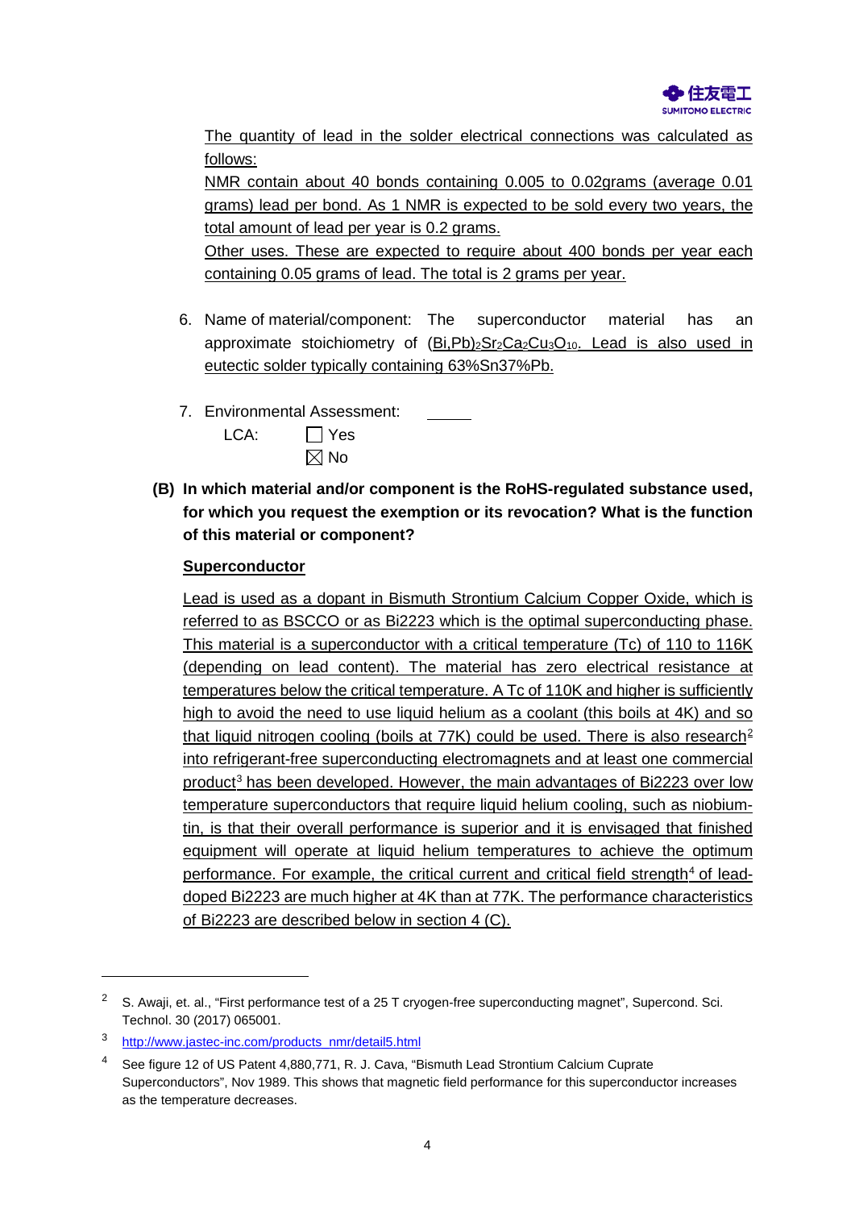The quantity of lead in the solder electrical connections was calculated as follows:

NMR contain about 40 bonds containing 0.005 to 0.02grams (average 0.01 grams) lead per bond. As 1 NMR is expected to be sold every two years, the total amount of lead per year is 0.2 grams.

Other uses. These are expected to require about 400 bonds per year each containing 0.05 grams of lead. The total is 2 grams per year.

6. Name of material/component: The superconductor material has an approximate stoichiometry of $(Bi,Pb)_2Sr_2Ca_2Cu_3O_{10}$. Lead is also used in eutectic solder typically containing 63%Sn37%Pb.

7. Environmental Assessment: \_\_\_\_\_

   LCA: ☐ Yes
   
   ☒ No

**(B) In which material and/or component is the RoHS-regulated substance used, for which you request the exemption or its revocation? What is the function of this material or component?**

**Superconductor**

Lead is used as a dopant in Bismuth Strontium Calcium Copper Oxide, which is referred to as BSCCO or as Bi2223 which is the optimal superconducting phase. This material is a superconductor with a critical temperature (Tc) of 110 to 116K (depending on lead content). The material has zero electrical resistance at temperatures below the critical temperature. A Tc of 110K and higher is sufficiently high to avoid the need to use liquid helium as a coolant (this boils at 4K) and so that liquid nitrogen cooling (boils at 77K) could be used. There is also research[2] into refrigerant-free superconducting electromagnets and at least one commercial product[3] has been developed. However, the main advantages of Bi2223 over low temperature superconductors that require liquid helium cooling, such as niobium-tin, is that their overall performance is superior and it is envisaged that finished equipment will operate at liquid helium temperatures to achieve the optimum performance. For example, the critical current and critical field strength[4] of lead-doped Bi2223 are much higher at 4K than at 77K. The performance characteristics of Bi2223 are described below in section 4 (C).

---

[2] S. Awaji, et. al., "First performance test of a 25 T cryogen-free superconducting magnet", Supercond. Sci. Technol. 30 (2017) 065001.

[3] http://www.jastec-inc.com/products_nmr/detail5.html

[4] See figure 12 of US Patent 4,880,771, R. J. Cava, "Bismuth Lead Strontium Calcium Cuprate Superconductors", Nov 1989. This shows that magnetic field performance for this superconductor increases as the temperature decreases.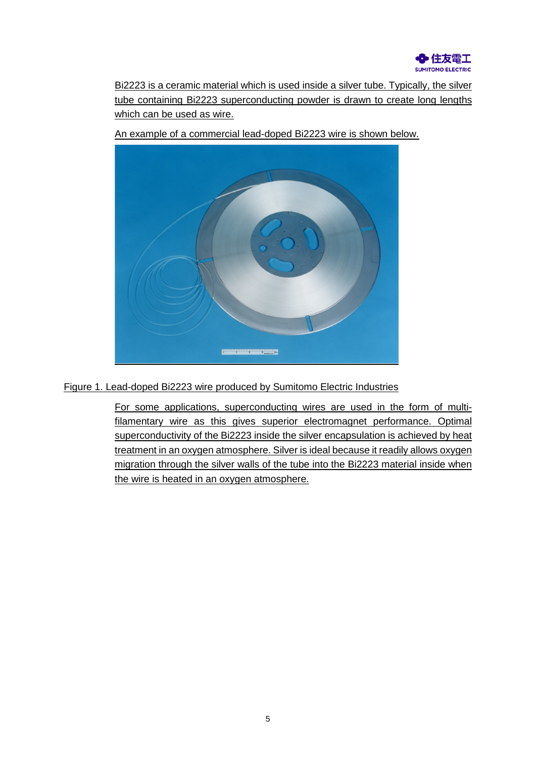Bi2223 is a ceramic material which is used inside a silver tube. Typically, the silver tube containing Bi2223 superconducting powder is drawn to create long lengths which can be used as wire.

An example of a commercial lead-doped Bi2223 wire is shown below.

Figure 1. Lead-doped Bi2223 wire produced by Sumitomo Electric Industries

For some applications, superconducting wires are used in the form of multi-filamentary wire as this gives superior electromagnet performance. Optimal superconductivity of the Bi2223 inside the silver encapsulation is achieved by heat treatment in an oxygen atmosphere. Silver is ideal because it readily allows oxygen migration through the silver walls of the tube into the Bi2223 material inside when the wire is heated in an oxygen atmosphere.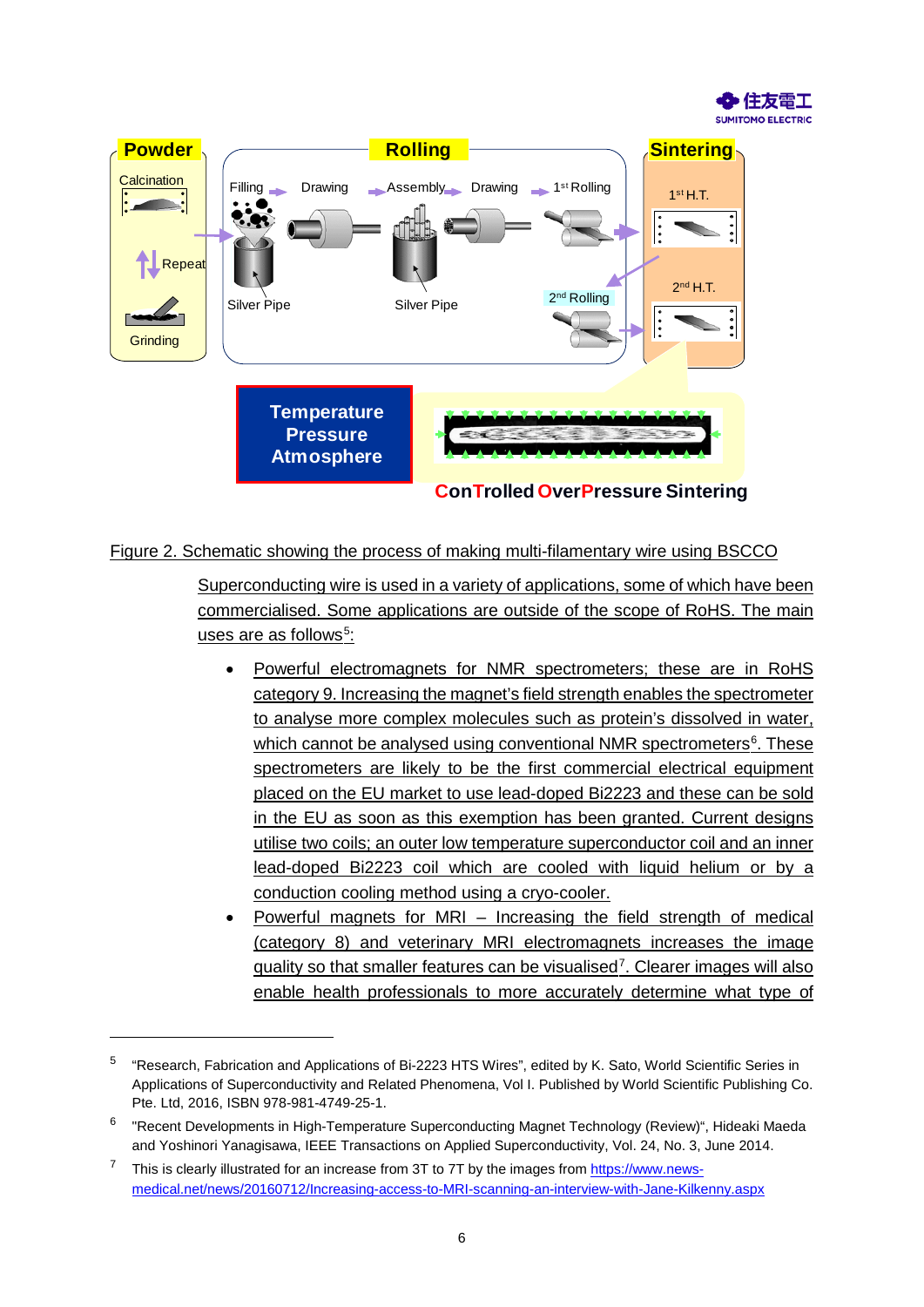Figure 2. Schematic showing the process of making multi-filamentary wire using BSCCO

Superconducting wire is used in a variety of applications, some of which have been commercialised. Some applications are outside of the scope of RoHS. The main uses are as follows[5]:

- Powerful electromagnets for NMR spectrometers; these are in RoHS category 9. Increasing the magnet's field strength enables the spectrometer to analyse more complex molecules such as protein's dissolved in water, which cannot be analysed using conventional NMR spectrometers[6]. These spectrometers are likely to be the first commercial electrical equipment placed on the EU market to use lead-doped Bi2223 and these can be sold in the EU as soon as this exemption has been granted. Current designs utilise two coils; an outer low temperature superconductor coil and an inner lead-doped Bi2223 coil which are cooled with liquid helium or by a conduction cooling method using a cryo-cooler.
- Powerful magnets for MRI – Increasing the field strength of medical (category 8) and veterinary MRI electromagnets increases the image quality so that smaller features can be visualised[7]. Clearer images will also enable health professionals to more accurately determine what type of

---

[5] "Research, Fabrication and Applications of Bi-2223 HTS Wires", edited by K. Sato, World Scientific Series in Applications of Superconductivity and Related Phenomena, Vol I. Published by World Scientific Publishing Co. Pte. Ltd, 2016, ISBN 978-981-4749-25-1.

[6] "Recent Developments in High-Temperature Superconducting Magnet Technology (Review)", Hideaki Maeda and Yoshinori Yanagisawa, IEEE Transactions on Applied Superconductivity, Vol. 24, No. 3, June 2014.

[7] This is clearly illustrated for an increase from 3T to 7T by the images from https://www.news-medical.net/news/20160712/Increasing-access-to-MRI-scanning-an-interview-with-Jane-Kilkenny.aspx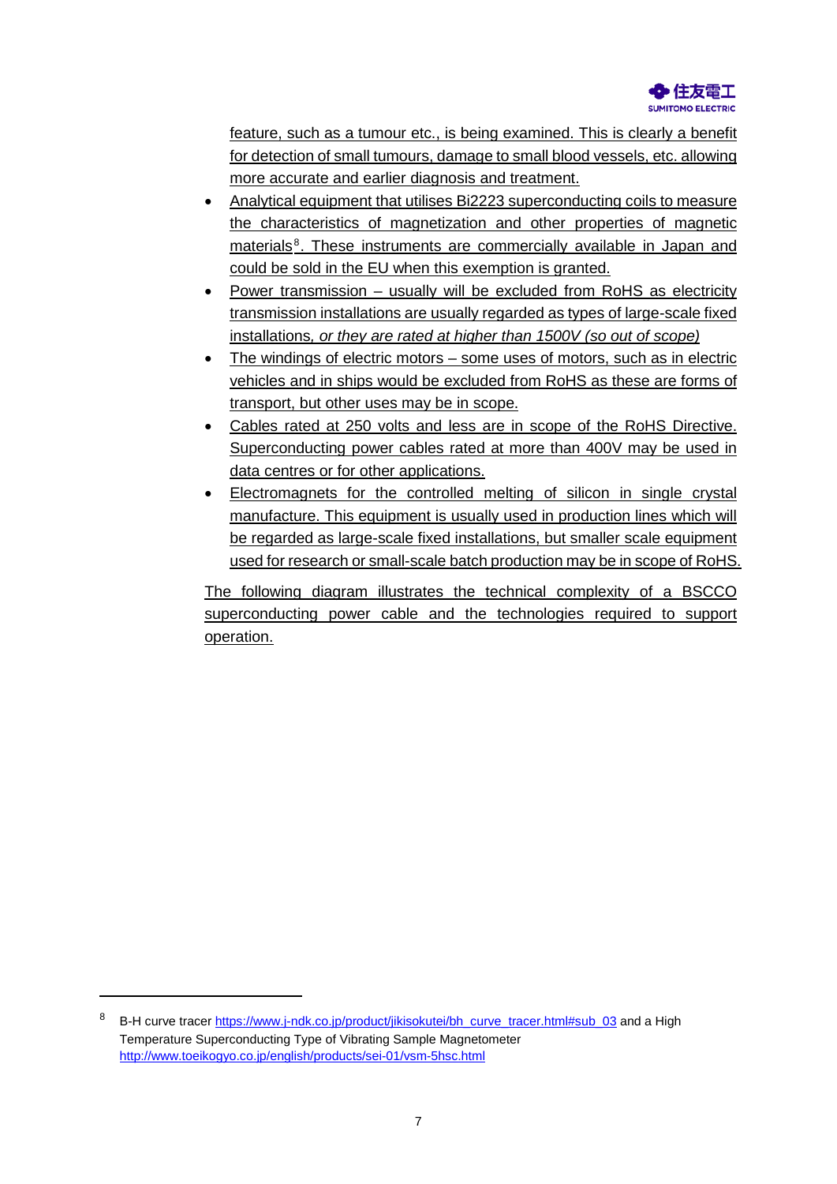feature, such as a tumour etc., is being examined. This is clearly a benefit for detection of small tumours, damage to small blood vessels, etc. allowing more accurate and earlier diagnosis and treatment.

- Analytical equipment that utilises Bi2223 superconducting coils to measure the characteristics of magnetization and other properties of magnetic materials[8]. These instruments are commercially available in Japan and could be sold in the EU when this exemption is granted.
- Power transmission – usually will be excluded from RoHS as electricity transmission installations are usually regarded as types of large-scale fixed installations*, or they are rated at higher than 1500V (so out of scope)*
- The windings of electric motors – some uses of motors, such as in electric vehicles and in ships would be excluded from RoHS as these are forms of transport, but other uses may be in scope.
- Cables rated at 250 volts and less are in scope of the RoHS Directive. Superconducting power cables rated at more than 400V may be used in data centres or for other applications.
- Electromagnets for the controlled melting of silicon in single crystal manufacture. This equipment is usually used in production lines which will be regarded as large-scale fixed installations, but smaller scale equipment used for research or small-scale batch production may be in scope of RoHS.

The following diagram illustrates the technical complexity of a BSCCO superconducting power cable and the technologies required to support operation.

---

[8] B-H curve tracer https://www.j-ndk.co.jp/product/jikisokutei/bh_curve_tracer.html#sub_03 and a High Temperature Superconducting Type of Vibrating Sample Magnetometer http://www.toeikogyo.co.jp/english/products/sei-01/vsm-5hsc.html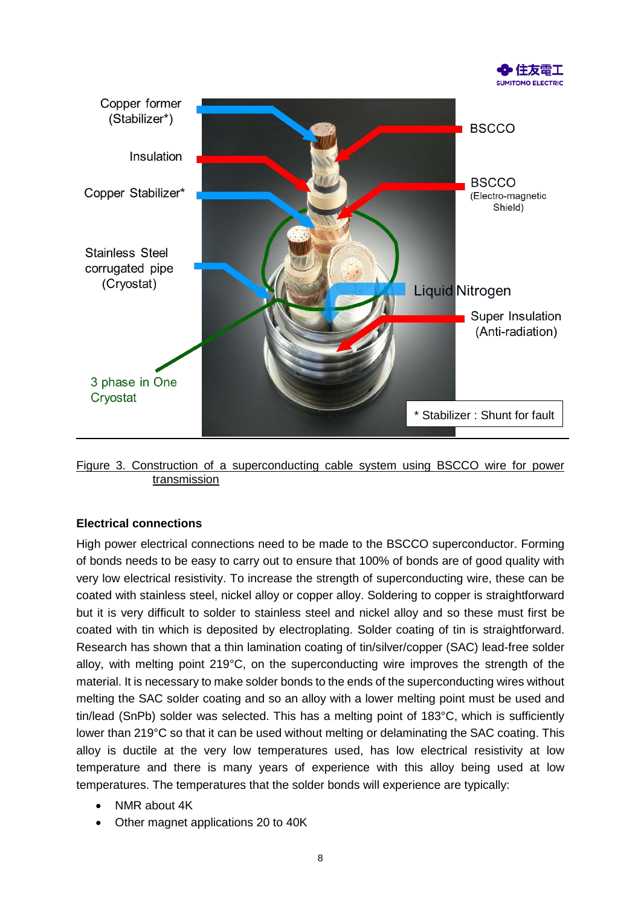Copper former (Stabilizer*)

Insulation

Copper Stabilizer*

Stainless Steel corrugated pipe (Cryostat)

3 phase in One Cryostat

BSCCO

BSCCO (Electro-magnetic Shield)

Liquid Nitrogen

Super Insulation (Anti-radiation)

* Stabilizer : Shunt for fault

Figure 3. Construction of a superconducting cable system using BSCCO wire for power transmission

**Electrical connections**

High power electrical connections need to be made to the BSCCO superconductor. Forming of bonds needs to be easy to carry out to ensure that 100% of bonds are of good quality with very low electrical resistivity. To increase the strength of superconducting wire, these can be coated with stainless steel, nickel alloy or copper alloy. Soldering to copper is straightforward but it is very difficult to solder to stainless steel and nickel alloy and so these must first be coated with tin which is deposited by electroplating. Solder coating of tin is straightforward. Research has shown that a thin lamination coating of tin/silver/copper (SAC) lead-free solder alloy, with melting point 219°C, on the superconducting wire improves the strength of the material. It is necessary to make solder bonds to the ends of the superconducting wires without melting the SAC solder coating and so an alloy with a lower melting point must be used and tin/lead (SnPb) solder was selected. This has a melting point of 183°C, which is sufficiently lower than 219°C so that it can be used without melting or delaminating the SAC coating. This alloy is ductile at the very low temperatures used, has low electrical resistivity at low temperature and there is many years of experience with this alloy being used at low temperatures. The temperatures that the solder bonds will experience are typically:

- NMR about 4K
- Other magnet applications 20 to 40K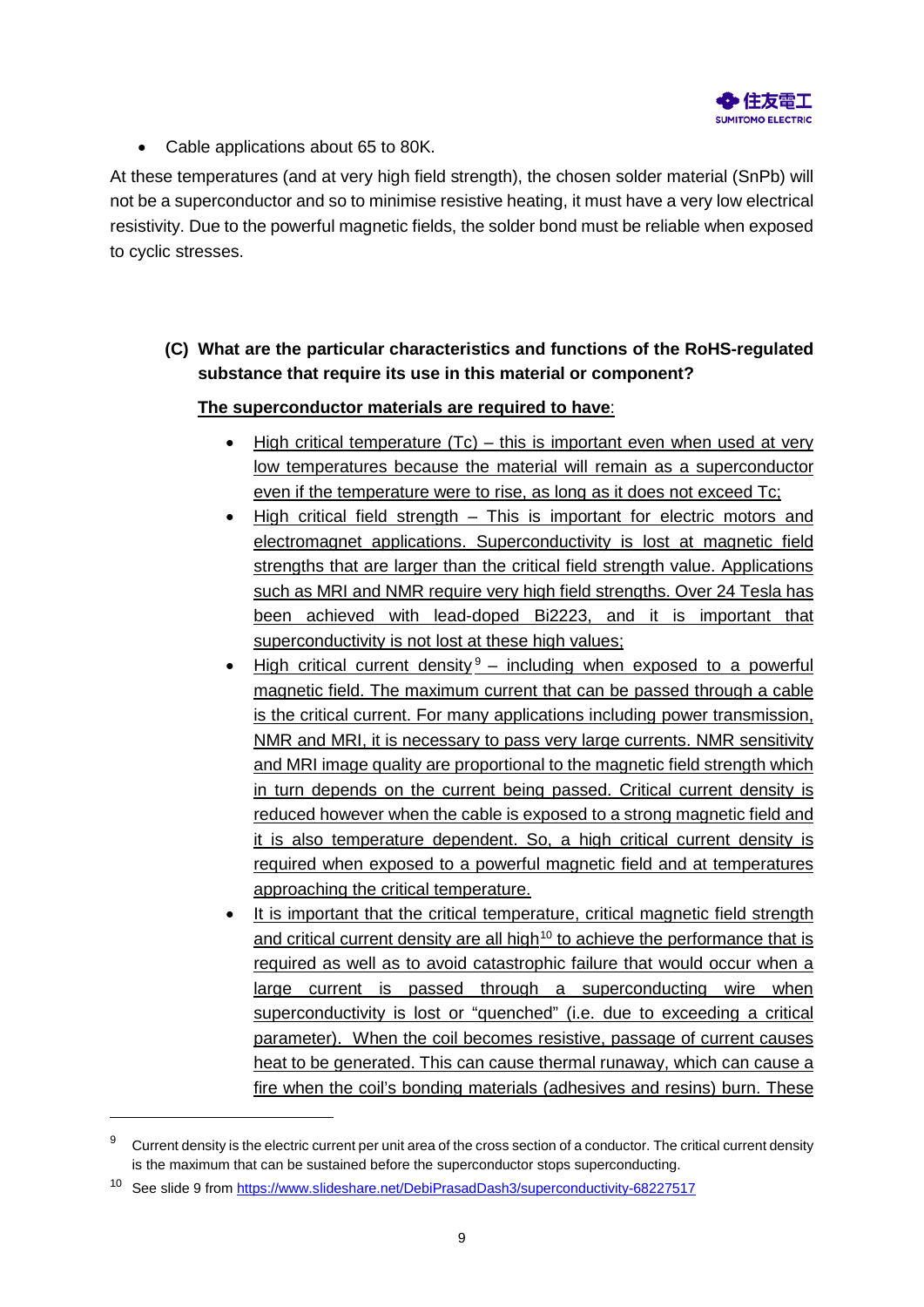- Cable applications about 65 to 80K.

At these temperatures (and at very high field strength), the chosen solder material (SnPb) will not be a superconductor and so to minimise resistive heating, it must have a very low electrical resistivity. Due to the powerful magnetic fields, the solder bond must be reliable when exposed to cyclic stresses.

**(C) What are the particular characteristics and functions of the RoHS-regulated substance that require its use in this material or component?**

<u>**The superconductor materials are required to have**</u>:

- <u>High critical temperature (Tc) – this is important even when used at very low temperatures because the material will remain as a superconductor even if the temperature were to rise, as long as it does not exceed Tc;</u>
- <u>High critical field strength – This is important for electric motors and electromagnet applications. Superconductivity is lost at magnetic field strengths that are larger than the critical field strength value. Applications such as MRI and NMR require very high field strengths. Over 24 Tesla has been achieved with lead-doped Bi2223, and it is important that superconductivity is not lost at these high values;</u>
- <u>High critical current density[9] – including when exposed to a powerful magnetic field. The maximum current that can be passed through a cable is the critical current. For many applications including power transmission, NMR and MRI, it is necessary to pass very large currents. NMR sensitivity and MRI image quality are proportional to the magnetic field strength which in turn depends on the current being passed. Critical current density is reduced however when the cable is exposed to a strong magnetic field and it is also temperature dependent. So, a high critical current density is required when exposed to a powerful magnetic field and at temperatures approaching the critical temperature.</u>
- <u>It is important that the critical temperature, critical magnetic field strength and critical current density are all high[10] to achieve the performance that is required as well as to avoid catastrophic failure that would occur when a large current is passed through a superconducting wire when superconductivity is lost or "quenched" (i.e. due to exceeding a critical parameter). When the coil becomes resistive, passage of current causes heat to be generated. This can cause thermal runaway, which can cause a fire when the coil's bonding materials (adhesives and resins) burn. These</u>

---

[9] Current density is the electric current per unit area of the cross section of a conductor. The critical current density is the maximum that can be sustained before the superconductor stops superconducting.

[10] See slide 9 from https://www.slideshare.net/DebiPrasadDash3/superconductivity-68227517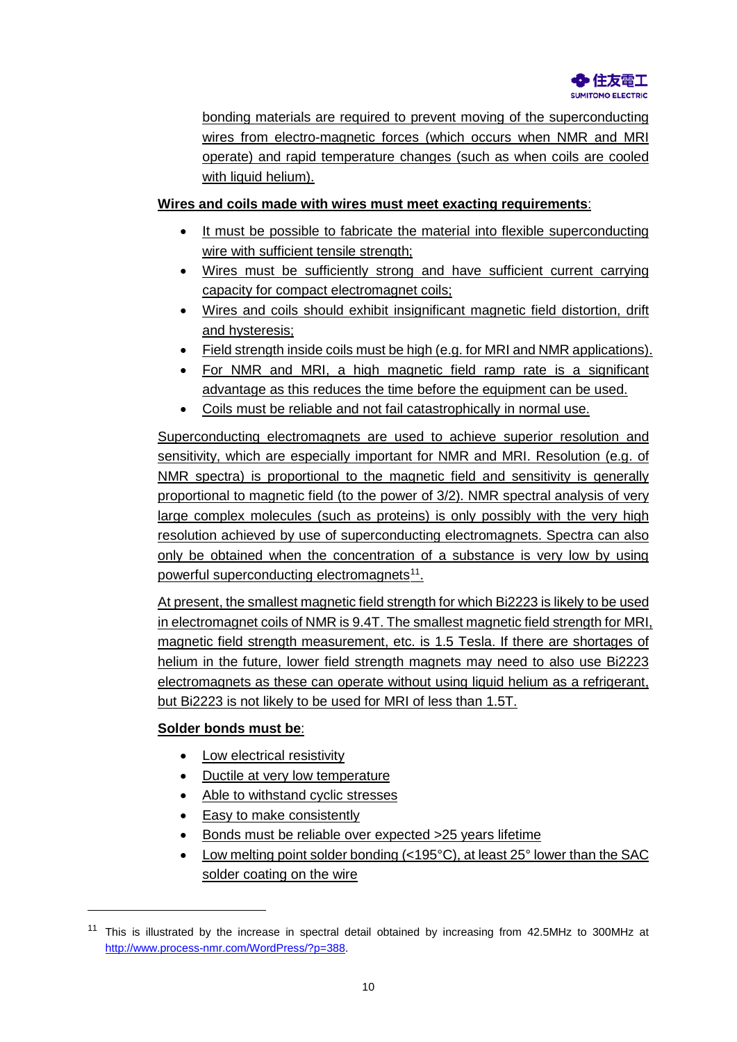bonding materials are required to prevent moving of the superconducting wires from electro-magnetic forces (which occurs when NMR and MRI operate) and rapid temperature changes (such as when coils are cooled with liquid helium).

**Wires and coils made with wires must meet exacting requirements**:

- It must be possible to fabricate the material into flexible superconducting wire with sufficient tensile strength;
- Wires must be sufficiently strong and have sufficient current carrying capacity for compact electromagnet coils;
- Wires and coils should exhibit insignificant magnetic field distortion, drift and hysteresis;
- Field strength inside coils must be high (e.g. for MRI and NMR applications).
- For NMR and MRI, a high magnetic field ramp rate is a significant advantage as this reduces the time before the equipment can be used.
- Coils must be reliable and not fail catastrophically in normal use.

Superconducting electromagnets are used to achieve superior resolution and sensitivity, which are especially important for NMR and MRI. Resolution (e.g. of NMR spectra) is proportional to the magnetic field and sensitivity is generally proportional to magnetic field (to the power of 3/2). NMR spectral analysis of very large complex molecules (such as proteins) is only possibly with the very high resolution achieved by use of superconducting electromagnets. Spectra can also only be obtained when the concentration of a substance is very low by using powerful superconducting electromagnets[11].

At present, the smallest magnetic field strength for which Bi2223 is likely to be used in electromagnet coils of NMR is 9.4T. The smallest magnetic field strength for MRI, magnetic field strength measurement, etc. is 1.5 Tesla. If there are shortages of helium in the future, lower field strength magnets may need to also use Bi2223 electromagnets as these can operate without using liquid helium as a refrigerant, but Bi2223 is not likely to be used for MRI of less than 1.5T.

**Solder bonds must be**:

- Low electrical resistivity
- Ductile at very low temperature
- Able to withstand cyclic stresses
- Easy to make consistently
- Bonds must be reliable over expected >25 years lifetime
- Low melting point solder bonding (<195°C), at least 25° lower than the SAC solder coating on the wire

---

[11] This is illustrated by the increase in spectral detail obtained by increasing from 42.5MHz to 300MHz at http://www.process-nmr.com/WordPress/?p=388.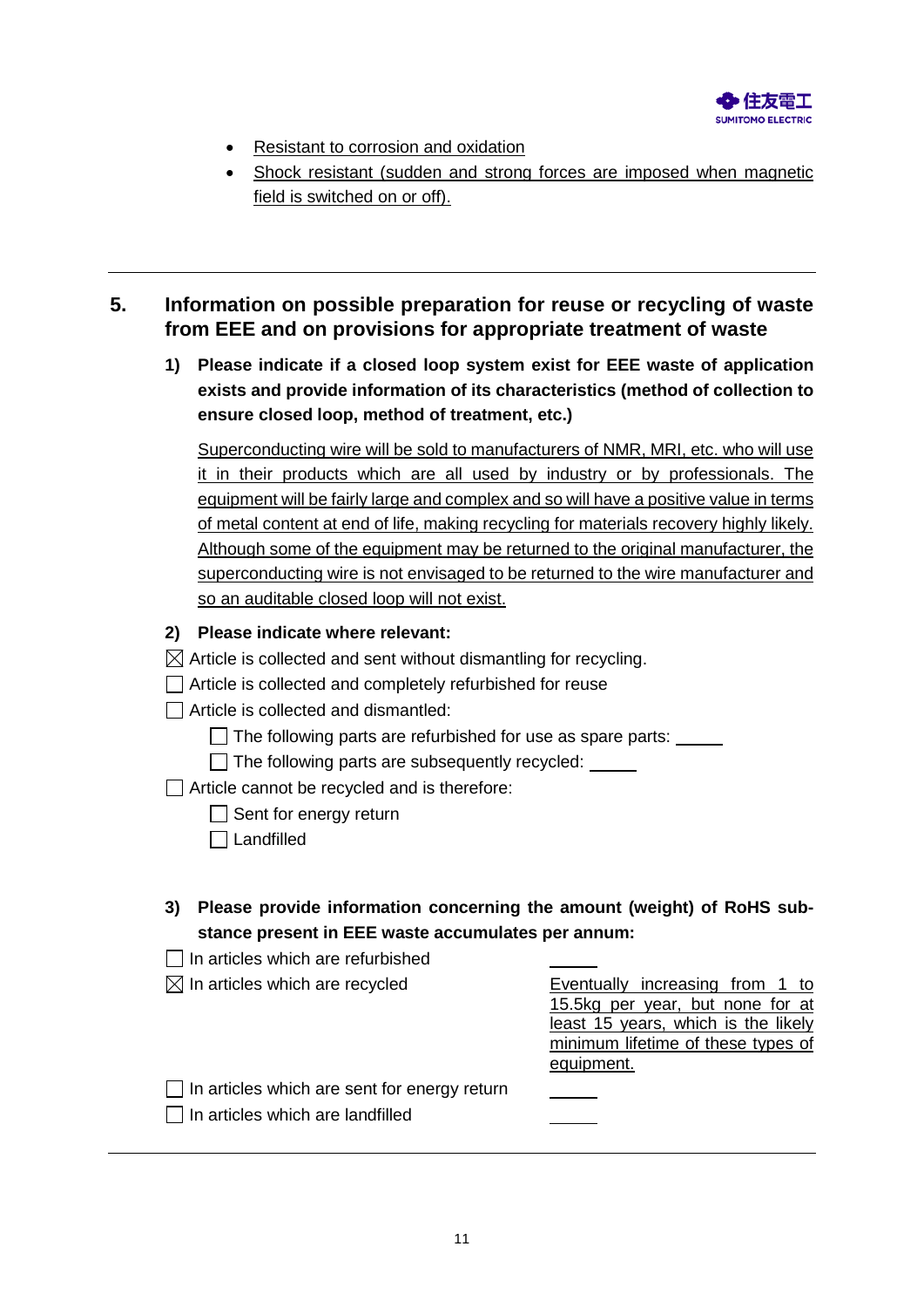- Resistant to corrosion and oxidation
- Shock resistant (sudden and strong forces are imposed when magnetic field is switched on or off).

---

## 5. Information on possible preparation for reuse or recycling of waste from EEE and on provisions for appropriate treatment of waste

**1) Please indicate if a closed loop system exist for EEE waste of application exists and provide information of its characteristics (method of collection to ensure closed loop, method of treatment, etc.)**

Superconducting wire will be sold to manufacturers of NMR, MRI, etc. who will use it in their products which are all used by industry or by professionals. The equipment will be fairly large and complex and so will have a positive value in terms of metal content at end of life, making recycling for materials recovery highly likely. Although some of the equipment may be returned to the original manufacturer, the superconducting wire is not envisaged to be returned to the wire manufacturer and so an auditable closed loop will not exist.

**2) Please indicate where relevant:**

☒ Article is collected and sent without dismantling for recycling.
☐ Article is collected and completely refurbished for reuse
☐ Article is collected and dismantled:
  ☐ The following parts are refurbished for use as spare parts: _____
  ☐ The following parts are subsequently recycled: _____
☐ Article cannot be recycled and is therefore:
  ☐ Sent for energy return
  ☐ Landfilled

**3) Please provide information concerning the amount (weight) of RoHS substance present in EEE waste accumulates per annum:**

| | |
|---|---|
| ☐ In articles which are refurbished | _____ |
| ☒ In articles which are recycled | Eventually increasing from 1 to 15.5kg per year, but none for at least 15 years, which is the likely minimum lifetime of these types of equipment. |
| ☐ In articles which are sent for energy return | _____ |
| ☐ In articles which are landfilled | _____ |

---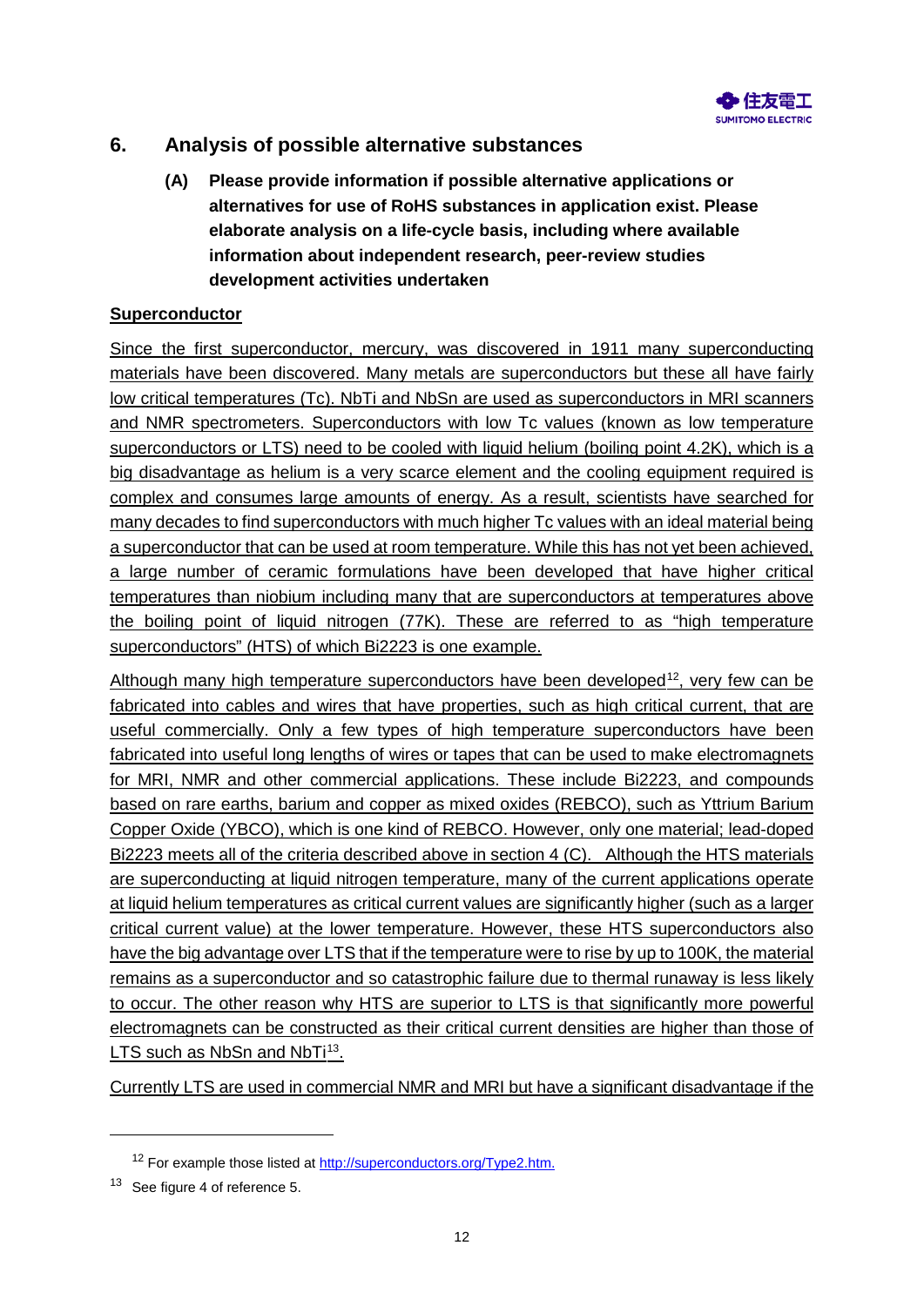## 6. Analysis of possible alternative substances

**(A) Please provide information if possible alternative applications or alternatives for use of RoHS substances in application exist. Please elaborate analysis on a life-cycle basis, including where available information about independent research, peer-review studies development activities undertaken**

**Superconductor**

Since the first superconductor, mercury, was discovered in 1911 many superconducting materials have been discovered. Many metals are superconductors but these all have fairly low critical temperatures (Tc). NbTi and NbSn are used as superconductors in MRI scanners and NMR spectrometers. Superconductors with low Tc values (known as low temperature superconductors or LTS) need to be cooled with liquid helium (boiling point 4.2K), which is a big disadvantage as helium is a very scarce element and the cooling equipment required is complex and consumes large amounts of energy. As a result, scientists have searched for many decades to find superconductors with much higher Tc values with an ideal material being a superconductor that can be used at room temperature. While this has not yet been achieved, a large number of ceramic formulations have been developed that have higher critical temperatures than niobium including many that are superconductors at temperatures above the boiling point of liquid nitrogen (77K). These are referred to as "high temperature superconductors" (HTS) of which Bi2223 is one example.

Although many high temperature superconductors have been developed[12], very few can be fabricated into cables and wires that have properties, such as high critical current, that are useful commercially. Only a few types of high temperature superconductors have been fabricated into useful long lengths of wires or tapes that can be used to make electromagnets for MRI, NMR and other commercial applications. These include Bi2223, and compounds based on rare earths, barium and copper as mixed oxides (REBCO), such as Yttrium Barium Copper Oxide (YBCO), which is one kind of REBCO. However, only one material; lead-doped Bi2223 meets all of the criteria described above in section 4 (C). Although the HTS materials are superconducting at liquid nitrogen temperature, many of the current applications operate at liquid helium temperatures as critical current values are significantly higher (such as a larger critical current value) at the lower temperature. However, these HTS superconductors also have the big advantage over LTS that if the temperature were to rise by up to 100K, the material remains as a superconductor and so catastrophic failure due to thermal runaway is less likely to occur. The other reason why HTS are superior to LTS is that significantly more powerful electromagnets can be constructed as their critical current densities are higher than those of LTS such as NbSn and NbTi[13].

Currently LTS are used in commercial NMR and MRI but have a significant disadvantage if the

---

[12] For example those listed at http://superconductors.org/Type2.htm.

[13] See figure 4 of reference 5.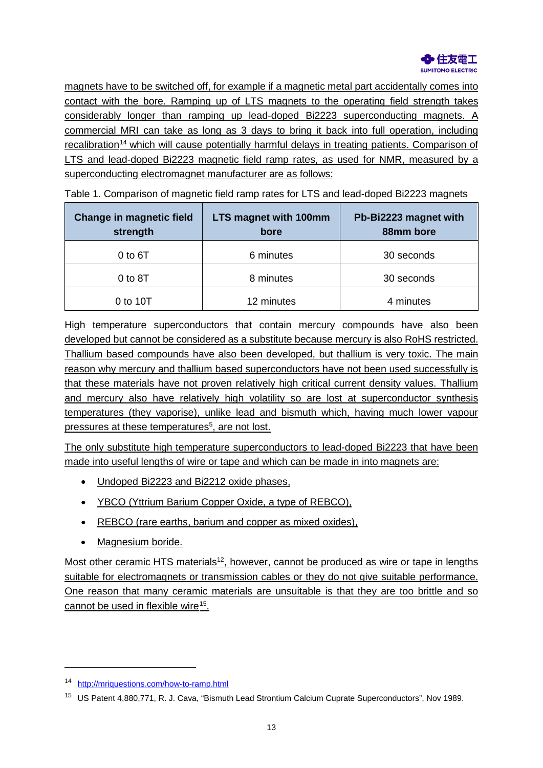magnets have to be switched off, for example if a magnetic metal part accidentally comes into contact with the bore. Ramping up of LTS magnets to the operating field strength takes considerably longer than ramping up lead-doped Bi2223 superconducting magnets. A commercial MRI can take as long as 3 days to bring it back into full operation, including recalibration[14] which will cause potentially harmful delays in treating patients. Comparison of LTS and lead-doped Bi2223 magnetic field ramp rates, as used for NMR, measured by a superconducting electromagnet manufacturer are as follows:

Table 1. Comparison of magnetic field ramp rates for LTS and lead-doped Bi2223 magnets

| Change in magnetic field strength | LTS magnet with 100mm bore | Pb-Bi2223 magnet with 88mm bore |
|---|---|---|
| 0 to 6T | 6 minutes | 30 seconds |
| 0 to 8T | 8 minutes | 30 seconds |
| 0 to 10T | 12 minutes | 4 minutes |

High temperature superconductors that contain mercury compounds have also been developed but cannot be considered as a substitute because mercury is also RoHS restricted. Thallium based compounds have also been developed, but thallium is very toxic. The main reason why mercury and thallium based superconductors have not been used successfully is that these materials have not proven relatively high critical current density values. Thallium and mercury also have relatively high volatility so are lost at superconductor synthesis temperatures (they vaporise), unlike lead and bismuth which, having much lower vapour pressures at these temperatures[5], are not lost.

The only substitute high temperature superconductors to lead-doped Bi2223 that have been made into useful lengths of wire or tape and which can be made in into magnets are:

- Undoped Bi2223 and Bi2212 oxide phases,
- YBCO (Yttrium Barium Copper Oxide, a type of REBCO),
- REBCO (rare earths, barium and copper as mixed oxides),
- Magnesium boride.

Most other ceramic HTS materials[12], however, cannot be produced as wire or tape in lengths suitable for electromagnets or transmission cables or they do not give suitable performance. One reason that many ceramic materials are unsuitable is that they are too brittle and so cannot be used in flexible wire[15].

---

[14] http://mriquestions.com/how-to-ramp.html

[15] US Patent 4,880,771, R. J. Cava, "Bismuth Lead Strontium Calcium Cuprate Superconductors", Nov 1989.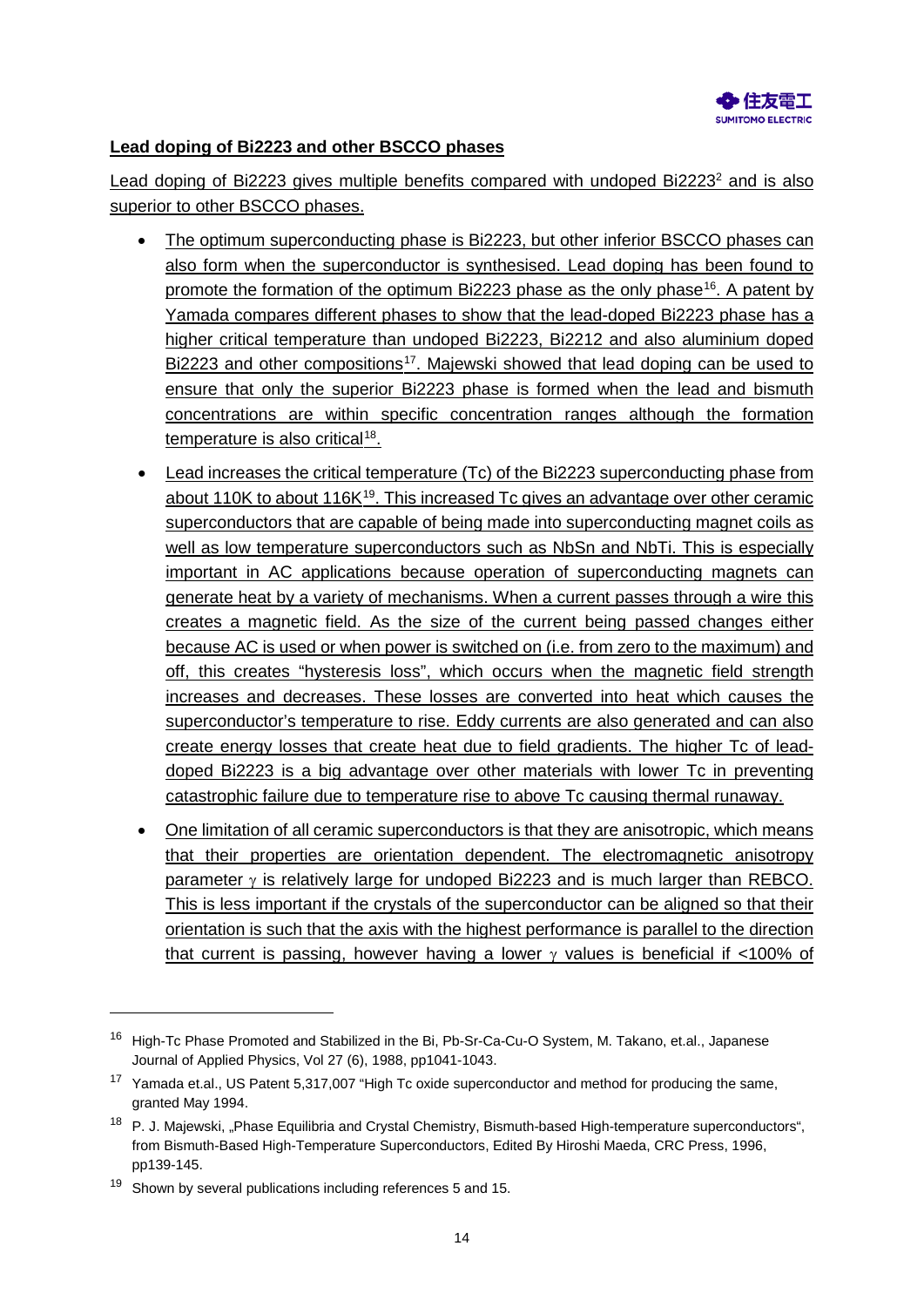**Lead doping of Bi2223 and other BSCCO phases**

Lead doping of Bi2223 gives multiple benefits compared with undoped Bi2223[2] and is also superior to other BSCCO phases.

- The optimum superconducting phase is Bi2223, but other inferior BSCCO phases can also form when the superconductor is synthesised. Lead doping has been found to promote the formation of the optimum Bi2223 phase as the only phase[16]. A patent by Yamada compares different phases to show that the lead-doped Bi2223 phase has a higher critical temperature than undoped Bi2223, Bi2212 and also aluminium doped Bi2223 and other compositions[17]. Majewski showed that lead doping can be used to ensure that only the superior Bi2223 phase is formed when the lead and bismuth concentrations are within specific concentration ranges although the formation temperature is also critical[18].
- Lead increases the critical temperature (Tc) of the Bi2223 superconducting phase from about 110K to about 116K[19]. This increased Tc gives an advantage over other ceramic superconductors that are capable of being made into superconducting magnet coils as well as low temperature superconductors such as NbSn and NbTi. This is especially important in AC applications because operation of superconducting magnets can generate heat by a variety of mechanisms. When a current passes through a wire this creates a magnetic field. As the size of the current being passed changes either because AC is used or when power is switched on (i.e. from zero to the maximum) and off, this creates "hysteresis loss", which occurs when the magnetic field strength increases and decreases. These losses are converted into heat which causes the superconductor's temperature to rise. Eddy currents are also generated and can also create energy losses that create heat due to field gradients. The higher Tc of lead-doped Bi2223 is a big advantage over other materials with lower Tc in preventing catastrophic failure due to temperature rise to above Tc causing thermal runaway.
- One limitation of all ceramic superconductors is that they are anisotropic, which means that their properties are orientation dependent. The electromagnetic anisotropy parameter $\gamma$ is relatively large for undoped Bi2223 and is much larger than REBCO. This is less important if the crystals of the superconductor can be aligned so that their orientation is such that the axis with the highest performance is parallel to the direction that current is passing, however having a lower $\gamma$ values is beneficial if <100% of

[16] High-Tc Phase Promoted and Stabilized in the Bi, Pb-Sr-Ca-Cu-O System, M. Takano, et.al., Japanese Journal of Applied Physics, Vol 27 (6), 1988, pp1041-1043.

[17] Yamada et.al., US Patent 5,317,007 "High Tc oxide superconductor and method for producing the same, granted May 1994.

[18] P. J. Majewski, „Phase Equilibria and Crystal Chemistry, Bismuth-based High-temperature superconductors", from Bismuth-Based High-Temperature Superconductors, Edited By Hiroshi Maeda, CRC Press, 1996, pp139-145.

[19] Shown by several publications including references 5 and 15.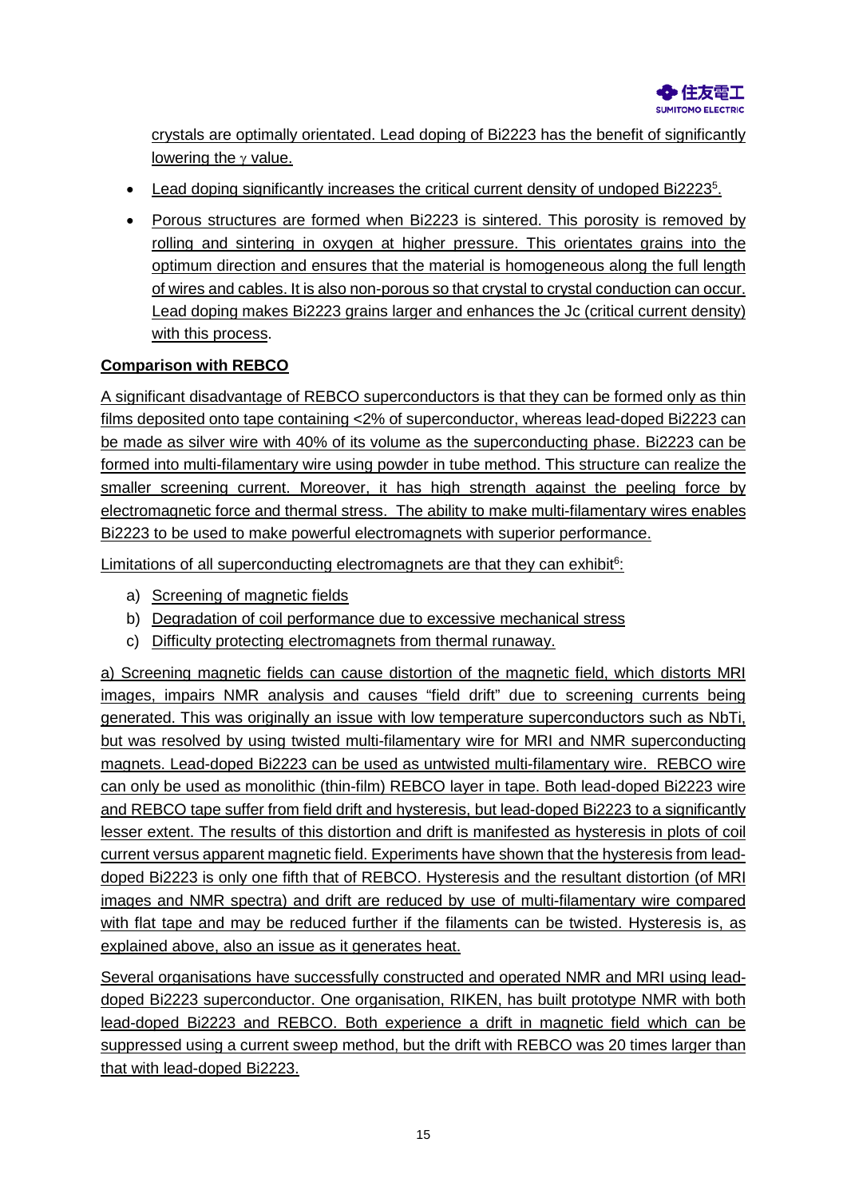crystals are optimally orientated. Lead doping of Bi2223 has the benefit of significantly lowering the $\gamma$ value.

- Lead doping significantly increases the critical current density of undoped Bi2223[5].
- Porous structures are formed when Bi2223 is sintered. This porosity is removed by rolling and sintering in oxygen at higher pressure. This orientates grains into the optimum direction and ensures that the material is homogeneous along the full length of wires and cables. It is also non-porous so that crystal to crystal conduction can occur. Lead doping makes Bi2223 grains larger and enhances the Jc (critical current density) with this process.

**Comparison with REBCO**

A significant disadvantage of REBCO superconductors is that they can be formed only as thin films deposited onto tape containing <2% of superconductor, whereas lead-doped Bi2223 can be made as silver wire with 40% of its volume as the superconducting phase. Bi2223 can be formed into multi-filamentary wire using powder in tube method. This structure can realize the smaller screening current. Moreover, it has high strength against the peeling force by electromagnetic force and thermal stress. The ability to make multi-filamentary wires enables Bi2223 to be used to make powerful electromagnets with superior performance.

Limitations of all superconducting electromagnets are that they can exhibit[6]:

a) Screening of magnetic fields
b) Degradation of coil performance due to excessive mechanical stress
c) Difficulty protecting electromagnets from thermal runaway.

a) Screening magnetic fields can cause distortion of the magnetic field, which distorts MRI images, impairs NMR analysis and causes "field drift" due to screening currents being generated. This was originally an issue with low temperature superconductors such as NbTi, but was resolved by using twisted multi-filamentary wire for MRI and NMR superconducting magnets. Lead-doped Bi2223 can be used as untwisted multi-filamentary wire. REBCO wire can only be used as monolithic (thin-film) REBCO layer in tape. Both lead-doped Bi2223 wire and REBCO tape suffer from field drift and hysteresis, but lead-doped Bi2223 to a significantly lesser extent. The results of this distortion and drift is manifested as hysteresis in plots of coil current versus apparent magnetic field. Experiments have shown that the hysteresis from lead-doped Bi2223 is only one fifth that of REBCO. Hysteresis and the resultant distortion (of MRI images and NMR spectra) and drift are reduced by use of multi-filamentary wire compared with flat tape and may be reduced further if the filaments can be twisted. Hysteresis is, as explained above, also an issue as it generates heat.

Several organisations have successfully constructed and operated NMR and MRI using lead-doped Bi2223 superconductor. One organisation, RIKEN, has built prototype NMR with both lead-doped Bi2223 and REBCO. Both experience a drift in magnetic field which can be suppressed using a current sweep method, but the drift with REBCO was 20 times larger than that with lead-doped Bi2223.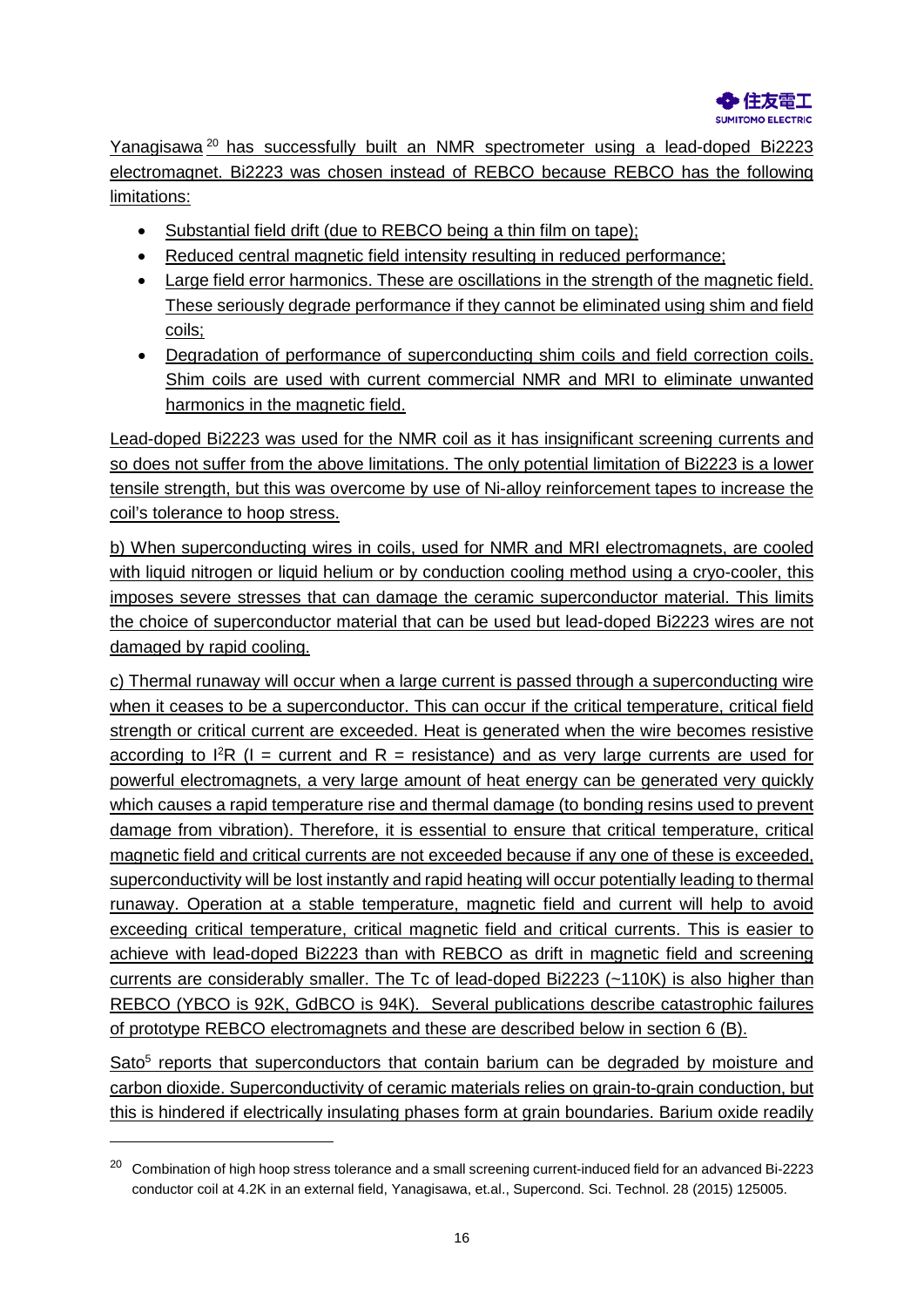Yanagisawa[20] has successfully built an NMR spectrometer using a lead-doped Bi2223 electromagnet. Bi2223 was chosen instead of REBCO because REBCO has the following limitations:

- Substantial field drift (due to REBCO being a thin film on tape);
- Reduced central magnetic field intensity resulting in reduced performance;
- Large field error harmonics. These are oscillations in the strength of the magnetic field. These seriously degrade performance if they cannot be eliminated using shim and field coils;
- Degradation of performance of superconducting shim coils and field correction coils. Shim coils are used with current commercial NMR and MRI to eliminate unwanted harmonics in the magnetic field.

Lead-doped Bi2223 was used for the NMR coil as it has insignificant screening currents and so does not suffer from the above limitations. The only potential limitation of Bi2223 is a lower tensile strength, but this was overcome by use of Ni-alloy reinforcement tapes to increase the coil's tolerance to hoop stress.

b) When superconducting wires in coils, used for NMR and MRI electromagnets, are cooled with liquid nitrogen or liquid helium or by conduction cooling method using a cryo-cooler, this imposes severe stresses that can damage the ceramic superconductor material. This limits the choice of superconductor material that can be used but lead-doped Bi2223 wires are not damaged by rapid cooling.

c) Thermal runaway will occur when a large current is passed through a superconducting wire when it ceases to be a superconductor. This can occur if the critical temperature, critical field strength or critical current are exceeded. Heat is generated when the wire becomes resistive according to $I^2R$ (I = current and R = resistance) and as very large currents are used for powerful electromagnets, a very large amount of heat energy can be generated very quickly which causes a rapid temperature rise and thermal damage (to bonding resins used to prevent damage from vibration). Therefore, it is essential to ensure that critical temperature, critical magnetic field and critical currents are not exceeded because if any one of these is exceeded, superconductivity will be lost instantly and rapid heating will occur potentially leading to thermal runaway. Operation at a stable temperature, magnetic field and current will help to avoid exceeding critical temperature, critical magnetic field and critical currents. This is easier to achieve with lead-doped Bi2223 than with REBCO as drift in magnetic field and screening currents are considerably smaller. The Tc of lead-doped Bi2223 (~110K) is also higher than REBCO (YBCO is 92K, GdBCO is 94K). Several publications describe catastrophic failures of prototype REBCO electromagnets and these are described below in section 6 (B).

Sato[5] reports that superconductors that contain barium can be degraded by moisture and carbon dioxide. Superconductivity of ceramic materials relies on grain-to-grain conduction, but this is hindered if electrically insulating phases form at grain boundaries. Barium oxide readily

[20] Combination of high hoop stress tolerance and a small screening current-induced field for an advanced Bi-2223 conductor coil at 4.2K in an external field, Yanagisawa, et.al., Supercond. Sci. Technol. 28 (2015) 125005.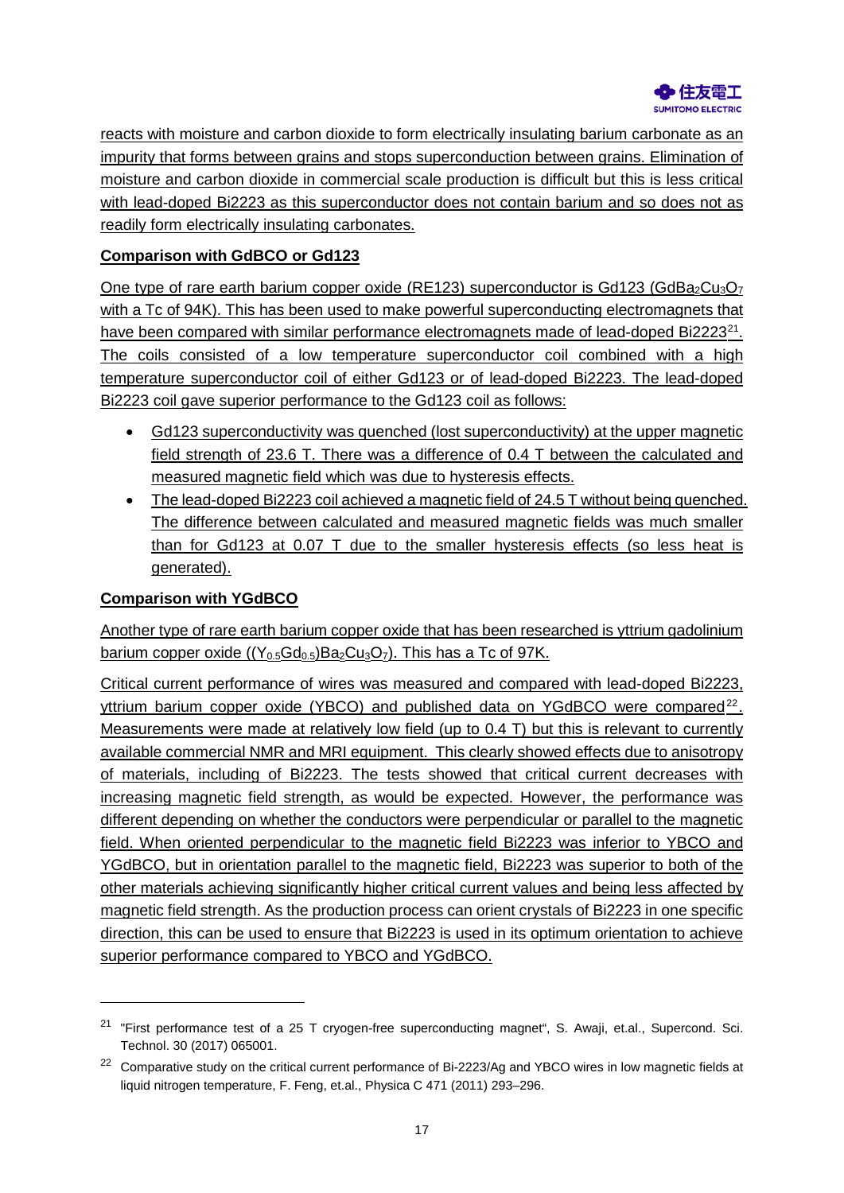reacts with moisture and carbon dioxide to form electrically insulating barium carbonate as an impurity that forms between grains and stops superconduction between grains. Elimination of moisture and carbon dioxide in commercial scale production is difficult but this is less critical with lead-doped Bi2223 as this superconductor does not contain barium and so does not as readily form electrically insulating carbonates.

**Comparison with GdBCO or Gd123**

One type of rare earth barium copper oxide (RE123) superconductor is Gd123 ($GdBa_2Cu_3O_7$ with a Tc of 94K). This has been used to make powerful superconducting electromagnets that have been compared with similar performance electromagnets made of lead-doped Bi2223[21]. The coils consisted of a low temperature superconductor coil combined with a high temperature superconductor coil of either Gd123 or of lead-doped Bi2223. The lead-doped Bi2223 coil gave superior performance to the Gd123 coil as follows:

- Gd123 superconductivity was quenched (lost superconductivity) at the upper magnetic field strength of 23.6 T. There was a difference of 0.4 T between the calculated and measured magnetic field which was due to hysteresis effects.
- The lead-doped Bi2223 coil achieved a magnetic field of 24.5 T without being quenched. The difference between calculated and measured magnetic fields was much smaller than for Gd123 at 0.07 T due to the smaller hysteresis effects (so less heat is generated).

**Comparison with YGdBCO**

Another type of rare earth barium copper oxide that has been researched is yttrium gadolinium barium copper oxide ($(Y_{0.5}Gd_{0.5})Ba_2Cu_3O_7$). This has a Tc of 97K.

Critical current performance of wires was measured and compared with lead-doped Bi2223, yttrium barium copper oxide (YBCO) and published data on YGdBCO were compared[22]. Measurements were made at relatively low field (up to 0.4 T) but this is relevant to currently available commercial NMR and MRI equipment. This clearly showed effects due to anisotropy of materials, including of Bi2223. The tests showed that critical current decreases with increasing magnetic field strength, as would be expected. However, the performance was different depending on whether the conductors were perpendicular or parallel to the magnetic field. When oriented perpendicular to the magnetic field Bi2223 was inferior to YBCO and YGdBCO, but in orientation parallel to the magnetic field, Bi2223 was superior to both of the other materials achieving significantly higher critical current values and being less affected by magnetic field strength. As the production process can orient crystals of Bi2223 in one specific direction, this can be used to ensure that Bi2223 is used in its optimum orientation to achieve superior performance compared to YBCO and YGdBCO.

---

[21] "First performance test of a 25 T cryogen-free superconducting magnet", S. Awaji, et.al., Supercond. Sci. Technol. 30 (2017) 065001.

[22] Comparative study on the critical current performance of Bi-2223/Ag and YBCO wires in low magnetic fields at liquid nitrogen temperature, F. Feng, et.al., Physica C 471 (2011) 293–296.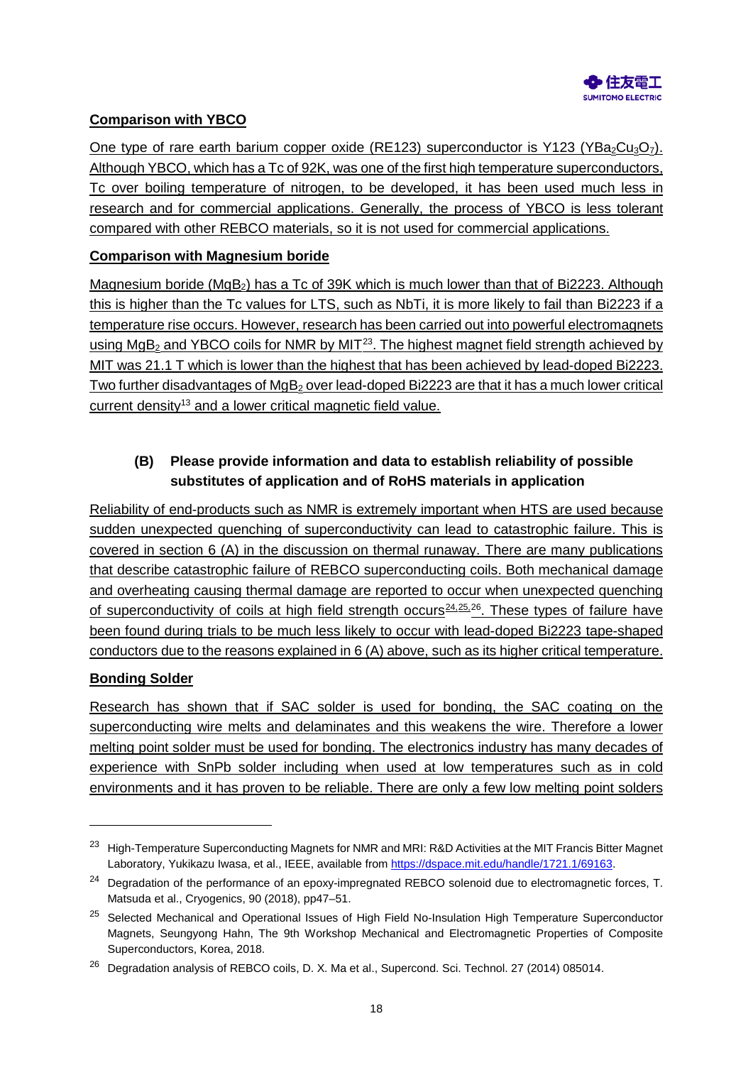**Comparison with YBCO**

One type of rare earth barium copper oxide (RE123) superconductor is Y123 ($YBa_2Cu_3O_7$). Although YBCO, which has a Tc of 92K, was one of the first high temperature superconductors, Tc over boiling temperature of nitrogen, to be developed, it has been used much less in research and for commercial applications. Generally, the process of YBCO is less tolerant compared with other REBCO materials, so it is not used for commercial applications.

**Comparison with Magnesium boride**

Magnesium boride ($MgB_2$) has a Tc of 39K which is much lower than that of Bi2223. Although this is higher than the Tc values for LTS, such as NbTi, it is more likely to fail than Bi2223 if a temperature rise occurs. However, research has been carried out into powerful electromagnets using $MgB_2$ and YBCO coils for NMR by MIT[23]. The highest magnet field strength achieved by MIT was 21.1 T which is lower than the highest that has been achieved by lead-doped Bi2223. Two further disadvantages of $MgB_2$ over lead-doped Bi2223 are that it has a much lower critical current density[13] and a lower critical magnetic field value.

### (B) Please provide information and data to establish reliability of possible substitutes of application and of RoHS materials in application

Reliability of end-products such as NMR is extremely important when HTS are used because sudden unexpected quenching of superconductivity can lead to catastrophic failure. This is covered in section 6 (A) in the discussion on thermal runaway. There are many publications that describe catastrophic failure of REBCO superconducting coils. Both mechanical damage and overheating causing thermal damage are reported to occur when unexpected quenching of superconductivity of coils at high field strength occurs[24,25,26]. These types of failure have been found during trials to be much less likely to occur with lead-doped Bi2223 tape-shaped conductors due to the reasons explained in 6 (A) above, such as its higher critical temperature.

**Bonding Solder**

Research has shown that if SAC solder is used for bonding, the SAC coating on the superconducting wire melts and delaminates and this weakens the wire. Therefore a lower melting point solder must be used for bonding. The electronics industry has many decades of experience with SnPb solder including when used at low temperatures such as in cold environments and it has proven to be reliable. There are only a few low melting point solders

---

[23] High-Temperature Superconducting Magnets for NMR and MRI: R&D Activities at the MIT Francis Bitter Magnet Laboratory, Yukikazu Iwasa, et al., IEEE, available from https://dspace.mit.edu/handle/1721.1/69163.

[24] Degradation of the performance of an epoxy-impregnated REBCO solenoid due to electromagnetic forces, T. Matsuda et al., Cryogenics, 90 (2018), pp47–51.

[25] Selected Mechanical and Operational Issues of High Field No-Insulation High Temperature Superconductor Magnets, Seungyong Hahn, The 9th Workshop Mechanical and Electromagnetic Properties of Composite Superconductors, Korea, 2018.

[26] Degradation analysis of REBCO coils, D. X. Ma et al., Supercond. Sci. Technol. 27 (2014) 085014.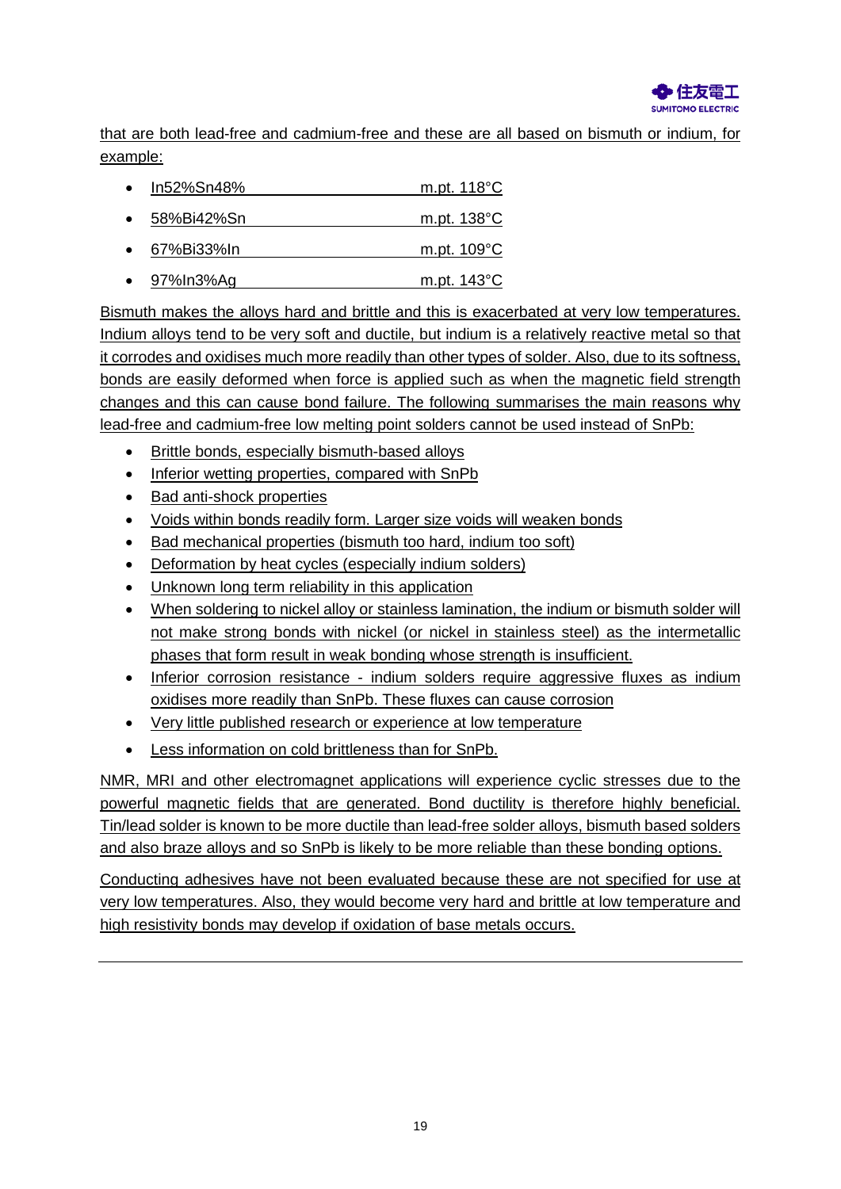that are both lead-free and cadmium-free and these are all based on bismuth or indium, for example:

- In52%Sn48% m.pt. 118°C
- 58%Bi42%Sn m.pt. 138°C
- 67%Bi33%In m.pt. 109°C
- 97%In3%Ag m.pt. 143°C

Bismuth makes the alloys hard and brittle and this is exacerbated at very low temperatures. Indium alloys tend to be very soft and ductile, but indium is a relatively reactive metal so that it corrodes and oxidises much more readily than other types of solder. Also, due to its softness, bonds are easily deformed when force is applied such as when the magnetic field strength changes and this can cause bond failure. The following summarises the main reasons why lead-free and cadmium-free low melting point solders cannot be used instead of SnPb:

- Brittle bonds, especially bismuth-based alloys
- Inferior wetting properties, compared with SnPb
- Bad anti-shock properties
- Voids within bonds readily form. Larger size voids will weaken bonds
- Bad mechanical properties (bismuth too hard, indium too soft)
- Deformation by heat cycles (especially indium solders)
- Unknown long term reliability in this application
- When soldering to nickel alloy or stainless lamination, the indium or bismuth solder will not make strong bonds with nickel (or nickel in stainless steel) as the intermetallic phases that form result in weak bonding whose strength is insufficient.
- Inferior corrosion resistance - indium solders require aggressive fluxes as indium oxidises more readily than SnPb. These fluxes can cause corrosion
- Very little published research or experience at low temperature
- Less information on cold brittleness than for SnPb.

NMR, MRI and other electromagnet applications will experience cyclic stresses due to the powerful magnetic fields that are generated. Bond ductility is therefore highly beneficial. Tin/lead solder is known to be more ductile than lead-free solder alloys, bismuth based solders and also braze alloys and so SnPb is likely to be more reliable than these bonding options.

Conducting adhesives have not been evaluated because these are not specified for use at very low temperatures. Also, they would become very hard and brittle at low temperature and high resistivity bonds may develop if oxidation of base metals occurs.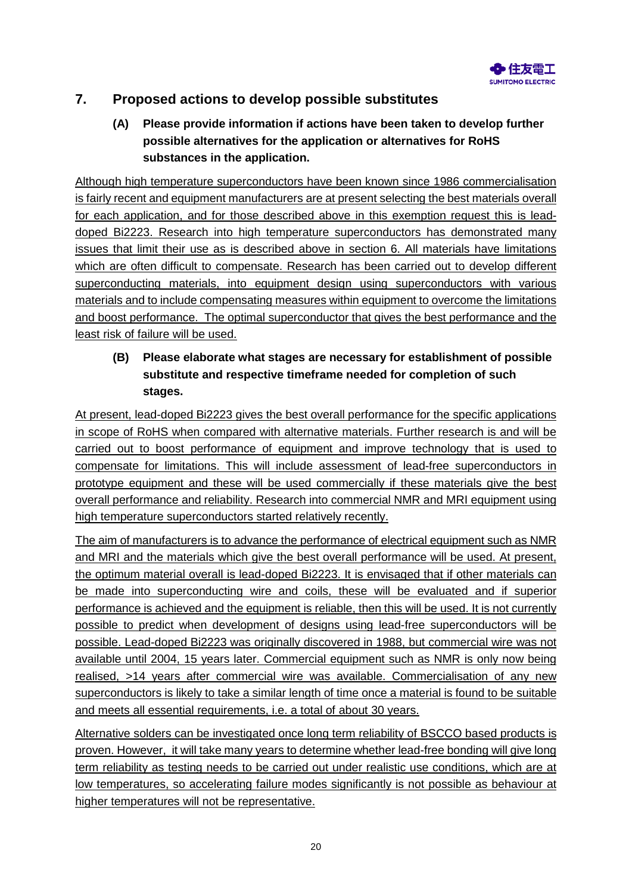## 7. Proposed actions to develop possible substitutes

### (A) Please provide information if actions have been taken to develop further possible alternatives for the application or alternatives for RoHS substances in the application.

Although high temperature superconductors have been known since 1986 commercialisation is fairly recent and equipment manufacturers are at present selecting the best materials overall for each application, and for those described above in this exemption request this is lead-doped Bi2223. Research into high temperature superconductors has demonstrated many issues that limit their use as is described above in section 6. All materials have limitations which are often difficult to compensate. Research has been carried out to develop different superconducting materials, into equipment design using superconductors with various materials and to include compensating measures within equipment to overcome the limitations and boost performance. The optimal superconductor that gives the best performance and the least risk of failure will be used.

### (B) Please elaborate what stages are necessary for establishment of possible substitute and respective timeframe needed for completion of such stages.

At present, lead-doped Bi2223 gives the best overall performance for the specific applications in scope of RoHS when compared with alternative materials. Further research is and will be carried out to boost performance of equipment and improve technology that is used to compensate for limitations. This will include assessment of lead-free superconductors in prototype equipment and these will be used commercially if these materials give the best overall performance and reliability. Research into commercial NMR and MRI equipment using high temperature superconductors started relatively recently.

The aim of manufacturers is to advance the performance of electrical equipment such as NMR and MRI and the materials which give the best overall performance will be used. At present, the optimum material overall is lead-doped Bi2223. It is envisaged that if other materials can be made into superconducting wire and coils, these will be evaluated and if superior performance is achieved and the equipment is reliable, then this will be used. It is not currently possible to predict when development of designs using lead-free superconductors will be possible. Lead-doped Bi2223 was originally discovered in 1988, but commercial wire was not available until 2004, 15 years later. Commercial equipment such as NMR is only now being realised, >14 years after commercial wire was available. Commercialisation of any new superconductors is likely to take a similar length of time once a material is found to be suitable and meets all essential requirements, i.e. a total of about 30 years.

Alternative solders can be investigated once long term reliability of BSCCO based products is proven. However, it will take many years to determine whether lead-free bonding will give long term reliability as testing needs to be carried out under realistic use conditions, which are at low temperatures, so accelerating failure modes significantly is not possible as behaviour at higher temperatures will not be representative.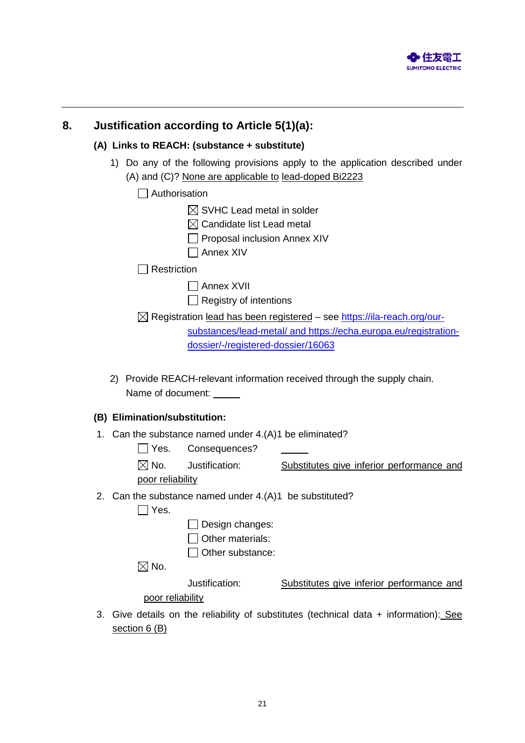## 8. Justification according to Article 5(1)(a):

### (A) Links to REACH: (substance + substitute)

1) Do any of the following provisions apply to the application described under (A) and (C)? None are applicable to lead-doped Bi2223

☐ Authorisation

☒ SVHC Lead metal in solder

☒ Candidate list Lead metal

☐ Proposal inclusion Annex XIV

☐ Annex XIV

☐ Restriction

☐ Annex XVII

☐ Registry of intentions

☒ Registration lead has been registered – see https://ila-reach.org/our-substances/lead-metal/ and https://echa.europa.eu/registration-dossier/-/registered-dossier/16063

2) Provide REACH-relevant information received through the supply chain.
Name of document: \_\_\_\_\_

### (B) Elimination/substitution:

1. Can the substance named under 4.(A)1 be eliminated?

☐ Yes. Consequences? \_\_\_\_\_

☒ No. Justification: Substitutes give inferior performance and poor reliability

2. Can the substance named under 4.(A)1 be substituted?

☐ Yes.

☐ Design changes:

☐ Other materials:

☐ Other substance:

☒ No.

Justification: Substitutes give inferior performance and poor reliability

3. Give details on the reliability of substitutes (technical data + information): See section 6 (B)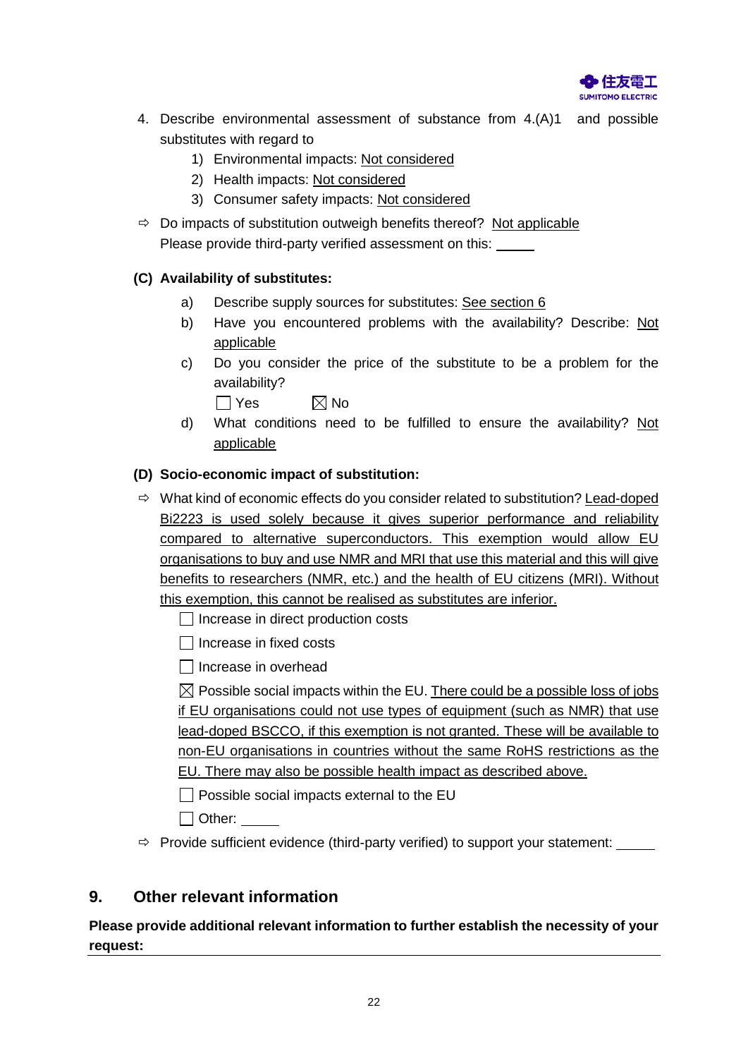4. Describe environmental assessment of substance from 4.(A)1 and possible substitutes with regard to
    1) Environmental impacts: Not considered
    2) Health impacts: Not considered
    3) Consumer safety impacts: Not considered

⇨ Do impacts of substitution outweigh benefits thereof? Not applicable
Please provide third-party verified assessment on this: _____

**(C) Availability of substitutes:**

a) Describe supply sources for substitutes: See section 6

b) Have you encountered problems with the availability? Describe: Not applicable

c) Do you consider the price of the substitute to be a problem for the availability?

☐ Yes ☒ No

d) What conditions need to be fulfilled to ensure the availability? Not applicable

**(D) Socio-economic impact of substitution:**

⇨ What kind of economic effects do you consider related to substitution? Lead-doped Bi2223 is used solely because it gives superior performance and reliability compared to alternative superconductors. This exemption would allow EU organisations to buy and use NMR and MRI that use this material and this will give benefits to researchers (NMR, etc.) and the health of EU citizens (MRI). Without this exemption, this cannot be realised as substitutes are inferior.

☐ Increase in direct production costs

☐ Increase in fixed costs

☐ Increase in overhead

☒ Possible social impacts within the EU. There could be a possible loss of jobs if EU organisations could not use types of equipment (such as NMR) that use lead-doped BSCCO, if this exemption is not granted. These will be available to non-EU organisations in countries without the same RoHS restrictions as the EU. There may also be possible health impact as described above.

☐ Possible social impacts external to the EU

☐ Other: _____

⇨ Provide sufficient evidence (third-party verified) to support your statement: _____

## 9. Other relevant information

**Please provide additional relevant information to further establish the necessity of your request:**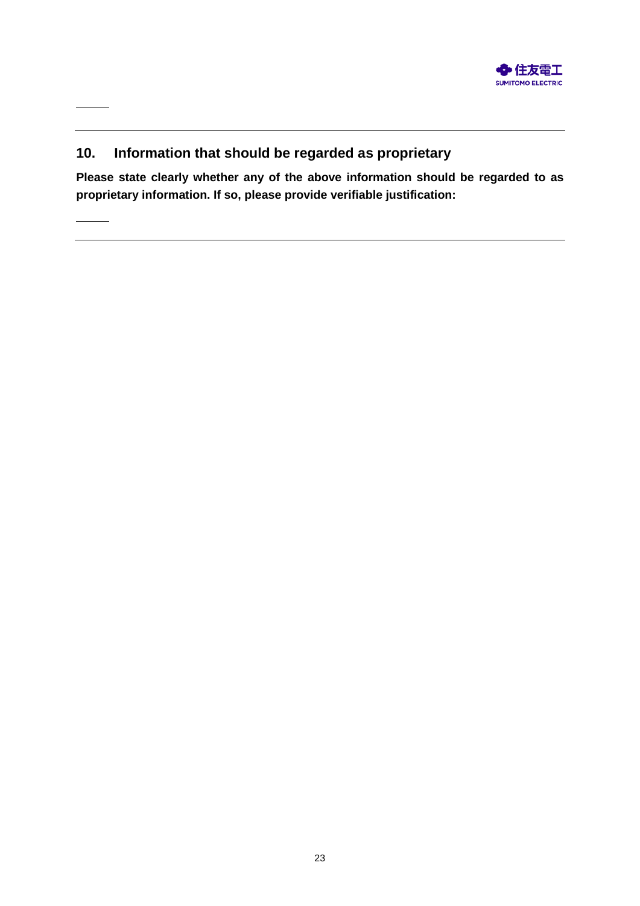## 10. Information that should be regarded as proprietary

**Please state clearly whether any of the above information should be regarded to as proprietary information. If so, please provide verifiable justification:**